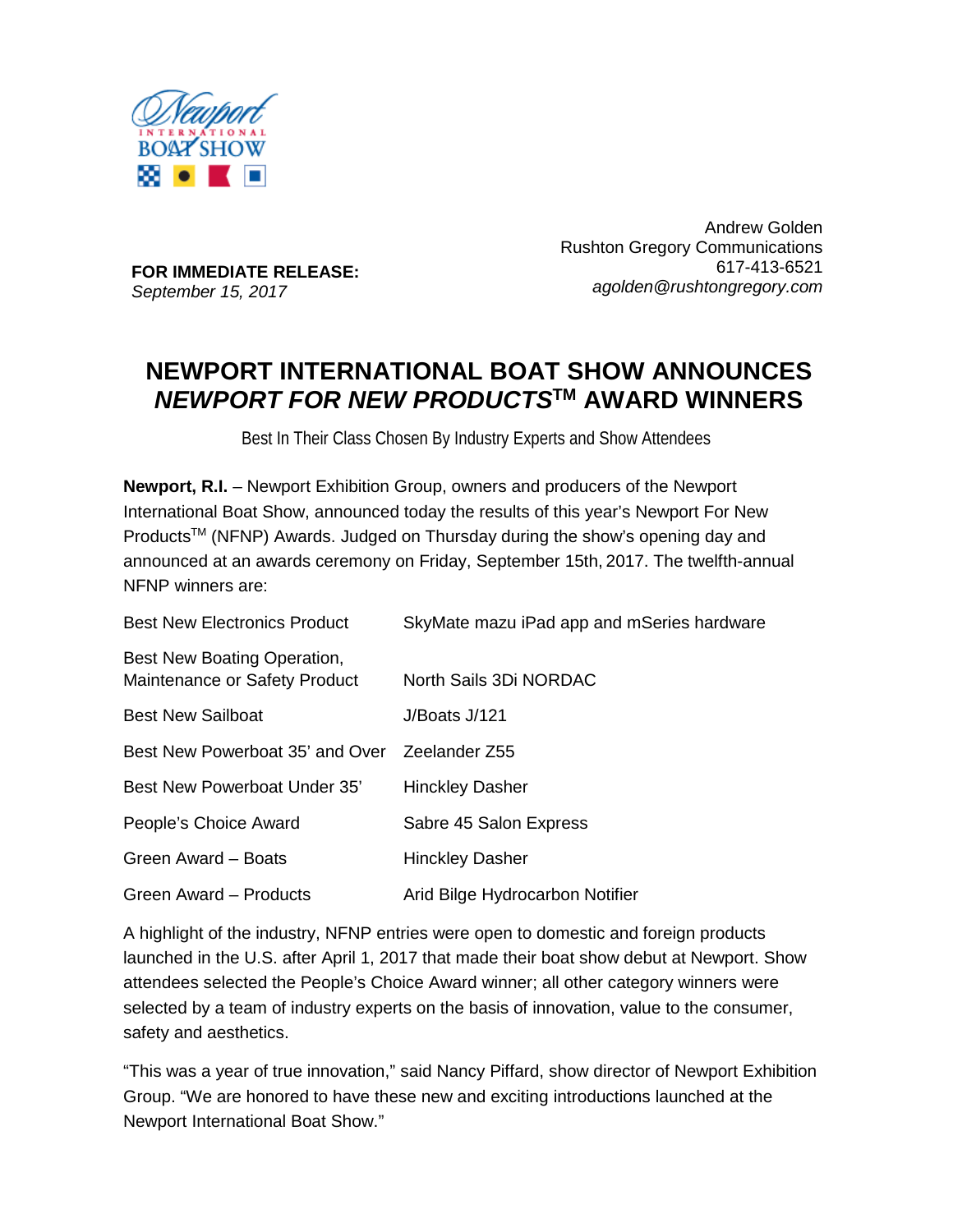Andrew Golden
Rushton Gregory Communications
617-413-6521
*agolden@rushtongregory.com*

**FOR IMMEDIATE RELEASE:**
*September 15, 2017*

# NEWPORT INTERNATIONAL BOAT SHOW ANNOUNCES *NEWPORT FOR NEW PRODUCTS*™ AWARD WINNERS

Best In Their Class Chosen By Industry Experts and Show Attendees

**Newport, R.I.** – Newport Exhibition Group, owners and producers of the Newport International Boat Show, announced today the results of this year's Newport For New Products™ (NFNP) Awards. Judged on Thursday during the show's opening day and announced at an awards ceremony on Friday, September 15th, 2017. The twelfth-annual NFNP winners are:

| | |
|---|---|
| Best New Electronics Product | SkyMate mazu iPad app and mSeries hardware |
| Best New Boating Operation, Maintenance or Safety Product | North Sails 3Di NORDAC |
| Best New Sailboat | J/Boats J/121 |
| Best New Powerboat 35' and Over | Zeelander Z55 |
| Best New Powerboat Under 35' | Hinckley Dasher |
| People's Choice Award | Sabre 45 Salon Express |
| Green Award – Boats | Hinckley Dasher |
| Green Award – Products | Arid Bilge Hydrocarbon Notifier |

A highlight of the industry, NFNP entries were open to domestic and foreign products launched in the U.S. after April 1, 2017 that made their boat show debut at Newport. Show attendees selected the People's Choice Award winner; all other category winners were selected by a team of industry experts on the basis of innovation, value to the consumer, safety and aesthetics.

"This was a year of true innovation," said Nancy Piffard, show director of Newport Exhibition Group. "We are honored to have these new and exciting introductions launched at the Newport International Boat Show."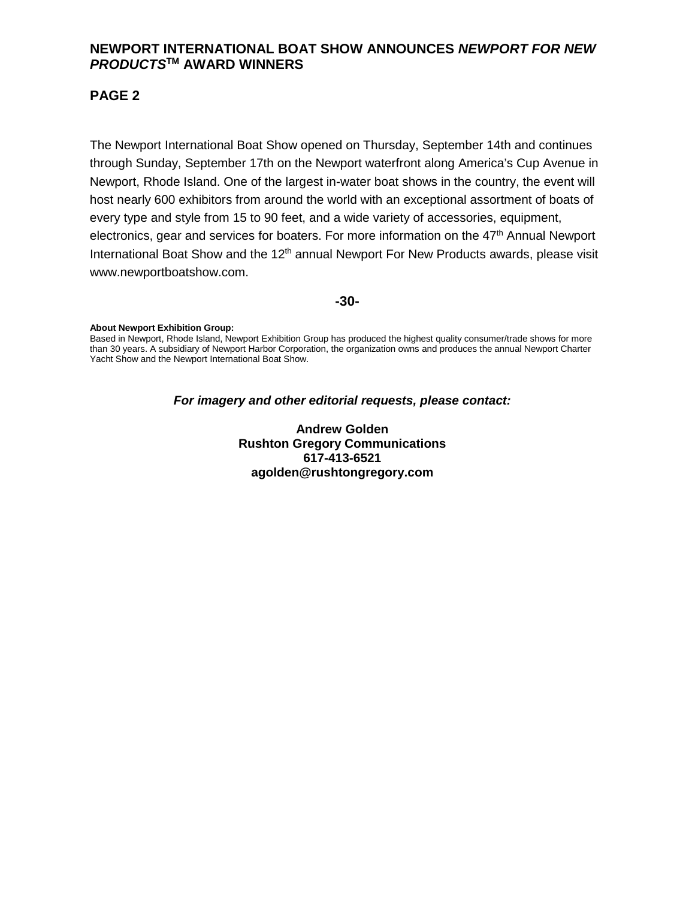The Newport International Boat Show opened on Thursday, September 14th and continues through Sunday, September 17th on the Newport waterfront along America's Cup Avenue in Newport, Rhode Island. One of the largest in-water boat shows in the country, the event will host nearly 600 exhibitors from around the world with an exceptional assortment of boats of every type and style from 15 to 90 feet, and a wide variety of accessories, equipment, electronics, gear and services for boaters. For more information on the 47th Annual Newport International Boat Show and the 12th annual Newport For New Products awards, please visit www.newportboatshow.com.

**-30-**

**About Newport Exhibition Group:**
Based in Newport, Rhode Island, Newport Exhibition Group has produced the highest quality consumer/trade shows for more than 30 years. A subsidiary of Newport Harbor Corporation, the organization owns and produces the annual Newport Charter Yacht Show and the Newport International Boat Show.

***For imagery and other editorial requests, please contact:***

**Andrew Golden**
**Rushton Gregory Communications**
**617-413-6521**
**agolden@rushtongregory.com**